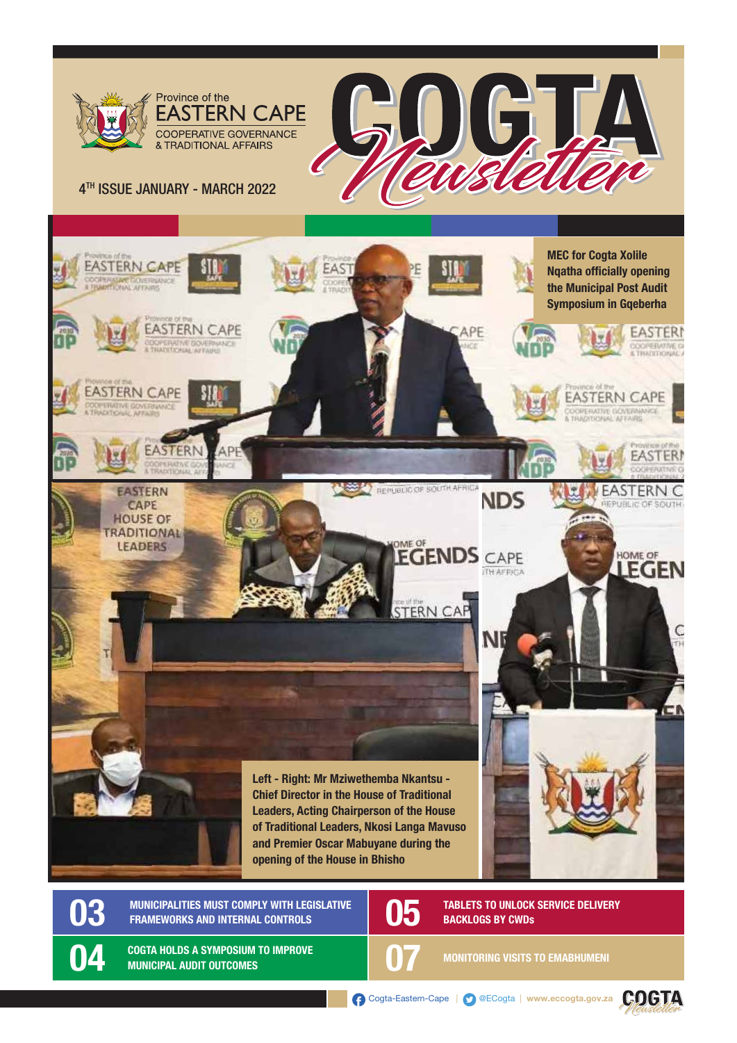Province of the
EASTERN CAPE
COOPERATIVE GOVERNANCE
& TRADITIONAL AFFAIRS

# COGTA *Newsletter*

4TH ISSUE JANUARY - MARCH 2022

**MEC for Cogta Xolile Nqatha officially opening the Municipal Post Audit Symposium in Gqeberha**

**Left - Right: Mr Mziwethemba Nkantsu - Chief Director in the House of Traditional Leaders, Acting Chairperson of the House of Traditional Leaders, Nkosi Langa Mavuso and Premier Oscar Mabuyane during the opening of the House in Bhisho**

| | |
|---|---|
| 03 | MUNICIPALITIES MUST COMPLY WITH LEGISLATIVE FRAMEWORKS AND INTERNAL CONTROLS |
| 04 | COGTA HOLDS A SYMPOSIUM TO IMPROVE MUNICIPAL AUDIT OUTCOMES |
| 05 | TABLETS TO UNLOCK SERVICE DELIVERY BACKLOGS BY CWDs |
| 07 | MONITORING VISITS TO EMABHUMENI |

Cogta-Eastern-Cape | @ECogta | www.eccogta.gov.za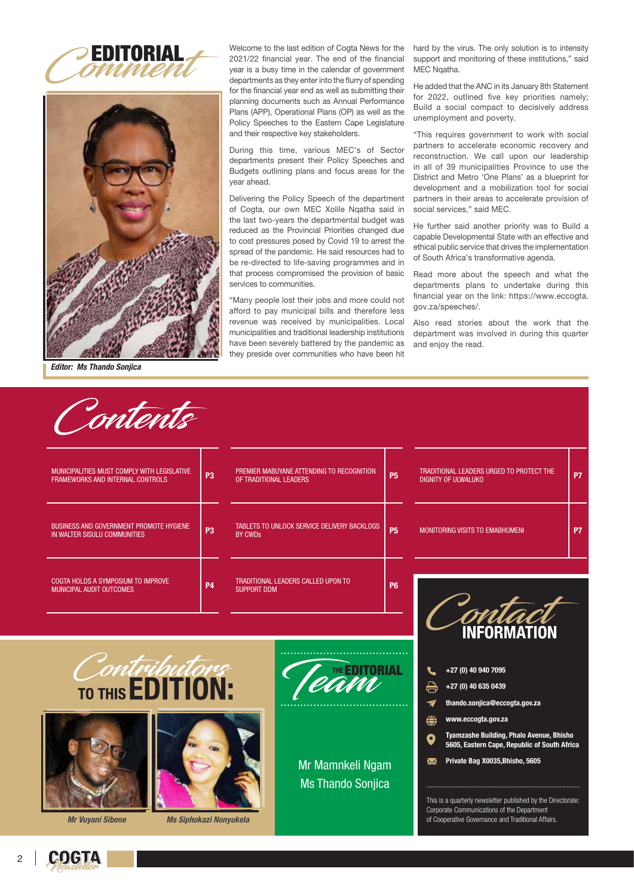# EDITORIAL Comment

*Editor: Ms Thando Sonjica*

Welcome to the last edition of Cogta News for the 2021/22 financial year. The end of the financial year is a busy time in the calendar of government departments as they enter into the flurry of spending for the financial year end as well as submitting their planning documents such as Annual Performance Plans (APP), Operational Plans (OP) as well as the Policy Speeches to the Eastern Cape Legislature and their respective key stakeholders.

During this time, various MEC's of Sector departments present their Policy Speeches and Budgets outlining plans and focus areas for the year ahead.

Delivering the Policy Speech of the department of Cogta, our own MEC Xolile Nqatha said in the last two-years the departmental budget was reduced as the Provincial Priorities changed due to cost pressures posed by Covid 19 to arrest the spread of the pandemic. He said resources had to be re-directed to life-saving programmes and in that process compromised the provision of basic services to communities.

"Many people lost their jobs and more could not afford to pay municipal bills and therefore less revenue was received by municipalities. Local municipalities and traditional leadership institutions have been severely battered by the pandemic as they preside over communities who have been hit hard by the virus. The only solution is to intensity support and monitoring of these institutions," said MEC Nqatha.

He added that the ANC in its January 8th Statement for 2022, outlined five key priorities namely; Build a social compact to decisively address unemployment and poverty.

"This requires government to work with social partners to accelerate economic recovery and reconstruction. We call upon our leadership in all of 39 municipalities Province to use the District and Metro 'One Plans' as a blueprint for development and a mobilization tool for social partners in their areas to accelerate provision of social services," said MEC.

He further said another priority was to Build a capable Developmental State with an effective and ethical public service that drives the implementation of South Africa's transformative agenda.

Read more about the speech and what the departments plans to undertake during this financial year on the link: https://www.eccogta.gov.za/speeches/.

Also read stories about the work that the department was involved in during this quarter and enjoy the read.

# Contents

| | | | | | |
|---|---|---|---|---|---|
| MUNICIPALITIES MUST COMPLY WITH LEGISLATIVE FRAMEWORKS AND INTERNAL CONTROLS | P3 | PREMIER MABUYANE ATTENDING TO RECOGNITION OF TRADITIONAL LEADERS | P5 | TRADITIONAL LEADERS URGED TO PROTECT THE DIGNITY OF ULWALUKO | P7 |
| BUSINESS AND GOVERNMENT PROMOTE HYGIENE IN WALTER SISULU COMMUNITIES | P3 | TABLETS TO UNLOCK SERVICE DELIVERY BACKLOGS BY CWDs | P5 | MONITORING VISITS TO EMABHUMENI | P7 |
| COGTA HOLDS A SYMPOSIUM TO IMPROVE MUNICIPAL AUDIT OUTCOMES | P4 | TRADITIONAL LEADERS CALLED UPON TO SUPPORT DDM | P6 | | |

## Contributors TO THIS EDITION:

*Mr Vuyani Sibene*

*Ms Siphokazi Nonyukela*

## THE EDITORIAL Team

Mr Mamnkeli Ngam
Ms Thando Sonjica

## Contact INFORMATION

+27 (0) 40 940 7095

+27 (0) 40 635 0439

thando.sonjica@eccogta.gov.za

www.eccogta.gov.za

Tyamzashe Building, Phalo Avenue, Bhisho 5605, Eastern Cape, Republic of South Africa

Private Bag X0035,Bhisho, 5605

This is a quarterly newsletter published by the Directorate: Corporate Communications of the Department of Cooperative Governance and Traditional Affairs.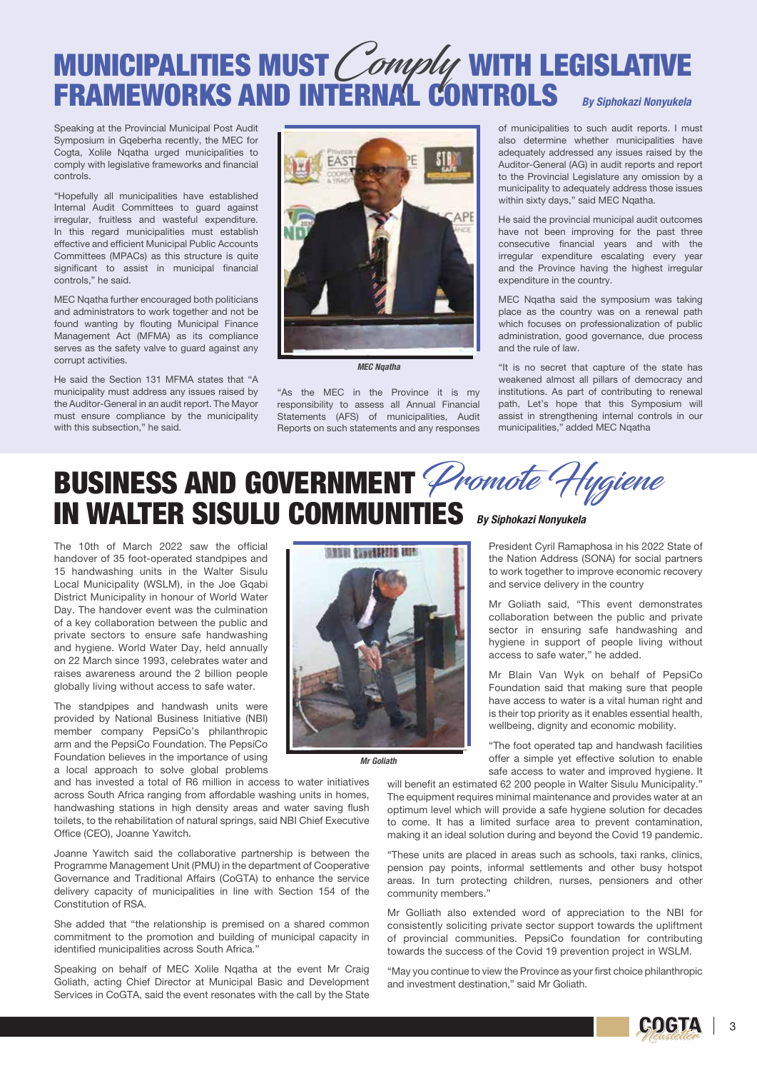# MUNICIPALITIES MUST *Comply* WITH LEGISLATIVE FRAMEWORKS AND INTERNAL CONTROLS

*By Siphokazi Nonyukela*

Speaking at the Provincial Municipal Post Audit Symposium in Gqeberha recently, the MEC for Cogta, Xolile Nqatha urged municipalities to comply with legislative frameworks and financial controls.

"Hopefully all municipalities have established Internal Audit Committees to guard against irregular, fruitless and wasteful expenditure. In this regard municipalities must establish effective and efficient Municipal Public Accounts Committees (MPACs) as this structure is quite significant to assist in municipal financial controls," he said.

MEC Nqatha further encouraged both politicians and administrators to work together and not be found wanting by flouting Municipal Finance Management Act (MFMA) as its compliance serves as the safety valve to guard against any corrupt activities.

He said the Section 131 MFMA states that "A municipality must address any issues raised by the Auditor-General in an audit report. The Mayor must ensure compliance by the municipality with this subsection," he said.

*MEC Nqatha*

"As the MEC in the Province it is my responsibility to assess all Annual Financial Statements (AFS) of municipalities, Audit Reports on such statements and any responses of municipalities to such audit reports. I must also determine whether municipalities have adequately addressed any issues raised by the Auditor-General (AG) in audit reports and report to the Provincial Legislature any omission by a municipality to adequately address those issues within sixty days," said MEC Nqatha.

He said the provincial municipal audit outcomes have not been improving for the past three consecutive financial years and with the irregular expenditure escalating every year and the Province having the highest irregular expenditure in the country.

MEC Nqatha said the symposium was taking place as the country was on a renewal path which focuses on professionalization of public administration, good governance, due process and the rule of law.

"It is no secret that capture of the state has weakened almost all pillars of democracy and institutions. As part of contributing to renewal path, Let's hope that this Symposium will assist in strengthening internal controls in our municipalities," added MEC Nqatha

# BUSINESS AND GOVERNMENT *Promote Hygiene* IN WALTER SISULU COMMUNITIES

*By Siphokazi Nonyukela*

The 10th of March 2022 saw the official handover of 35 foot-operated standpipes and 15 handwashing units in the Walter Sisulu Local Municipality (WSLM), in the Joe Gqabi District Municipality in honour of World Water Day. The handover event was the culmination of a key collaboration between the public and private sectors to ensure safe handwashing and hygiene. World Water Day, held annually on 22 March since 1993, celebrates water and raises awareness around the 2 billion people globally living without access to safe water.

The standpipes and handwash units were provided by National Business Initiative (NBI) member company PepsiCo's philanthropic arm and the PepsiCo Foundation. The PepsiCo Foundation believes in the importance of using a local approach to solve global problems and has invested a total of R6 million in access to water initiatives across South Africa ranging from affordable washing units in homes, handwashing stations in high density areas and water saving flush toilets, to the rehabilitation of natural springs, said NBI Chief Executive Office (CEO), Joanne Yawitch.

*Mr Goliath*

Joanne Yawitch said the collaborative partnership is between the Programme Management Unit (PMU) in the department of Cooperative Governance and Traditional Affairs (CoGTA) to enhance the service delivery capacity of municipalities in line with Section 154 of the Constitution of RSA.

She added that "the relationship is premised on a shared common commitment to the promotion and building of municipal capacity in identified municipalities across South Africa."

Speaking on behalf of MEC Xolile Nqatha at the event Mr Craig Goliath, acting Chief Director at Municipal Basic and Development Services in CoGTA, said the event resonates with the call by the State President Cyril Ramaphosa in his 2022 State of the Nation Address (SONA) for social partners to work together to improve economic recovery and service delivery in the country

Mr Goliath said, "This event demonstrates collaboration between the public and private sector in ensuring safe handwashing and hygiene in support of people living without access to safe water," he added.

Mr Blain Van Wyk on behalf of PepsiCo Foundation said that making sure that people have access to water is a vital human right and is their top priority as it enables essential health, wellbeing, dignity and economic mobility.

"The foot operated tap and handwash facilities offer a simple yet effective solution to enable safe access to water and improved hygiene. It will benefit an estimated 62 200 people in Walter Sisulu Municipality." The equipment requires minimal maintenance and provides water at an optimum level which will provide a safe hygiene solution for decades to come. It has a limited surface area to prevent contamination, making it an ideal solution during and beyond the Covid 19 pandemic.

"These units are placed in areas such as schools, taxi ranks, clinics, pension pay points, informal settlements and other busy hotspot areas. In turn protecting children, nurses, pensioners and other community members."

Mr Golliath also extended word of appreciation to the NBI for consistently soliciting private sector support towards the upliftment of provincial communities. PepsiCo foundation for contributing towards the success of the Covid 19 prevention project in WSLM.

"May you continue to view the Province as your first choice philanthropic and investment destination," said Mr Goliath.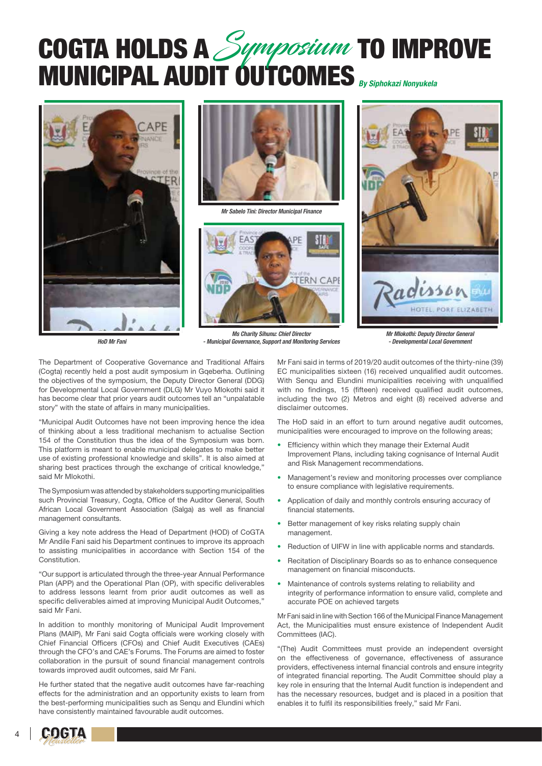# COGTA HOLDS A *Symposium* TO IMPROVE MUNICIPAL AUDIT OUTCOMES

*By Siphokazi Nonyukela*

*HoD Mr Fani*

*Mr Sabelo Tini: Director Municipal Finance*

*Ms Charity Sihunu: Chief Director - Municipal Governance, Support and Monitoring Services*

*Mr Mlokothi: Deputy Director General - Developmental Local Government*

The Department of Cooperative Governance and Traditional Affairs (Cogta) recently held a post audit symposium in Gqeberha. Outlining the objectives of the symposium, the Deputy Director General (DDG) for Developmental Local Government (DLG) Mr Vuyo Mlokothi said it has become clear that prior years audit outcomes tell an "unpalatable story" with the state of affairs in many municipalities.

"Municipal Audit Outcomes have not been improving hence the idea of thinking about a less traditional mechanism to actualise Section 154 of the Constitution thus the idea of the Symposium was born. This platform is meant to enable municipal delegates to make better use of existing professional knowledge and skills". It is also aimed at sharing best practices through the exchange of critical knowledge," said Mr Mlokothi.

The Symposium was attended by stakeholders supporting municipalities such Provincial Treasury, Cogta, Office of the Auditor General, South African Local Government Association (Salga) as well as financial management consultants.

Giving a key note address the Head of Department (HOD) of CoGTA Mr Andile Fani said his Department continues to improve its approach to assisting municipalities in accordance with Section 154 of the Constitution.

"Our support is articulated through the three-year Annual Performance Plan (APP) and the Operational Plan (OP), with specific deliverables to address lessons learnt from prior audit outcomes as well as specific deliverables aimed at improving Municipal Audit Outcomes," said Mr Fani.

In addition to monthly monitoring of Municipal Audit Improvement Plans (MAIP), Mr Fani said Cogta officials were working closely with Chief Financial Officers (CFOs) and Chief Audit Executives (CAEs) through the CFO's and CAE's Forums. The Forums are aimed to foster collaboration in the pursuit of sound financial management controls towards improved audit outcomes, said Mr Fani.

He further stated that the negative audit outcomes have far-reaching effects for the administration and an opportunity exists to learn from the best-performing municipalities such as Senqu and Elundini which have consistently maintained favourable audit outcomes.

Mr Fani said in terms of 2019/20 audit outcomes of the thirty-nine (39) EC municipalities sixteen (16) received unqualified audit outcomes. With Senqu and Elundini municipalities receiving with unqualified with no findings, 15 (fifteen) received qualified audit outcomes, including the two (2) Metros and eight (8) received adverse and disclaimer outcomes.

The HoD said in an effort to turn around negative audit outcomes, municipalities were encouraged to improve on the following areas;

- Efficiency within which they manage their External Audit Improvement Plans, including taking cognisance of Internal Audit and Risk Management recommendations.
- Management's review and monitoring processes over compliance to ensure compliance with legislative requirements.
- Application of daily and monthly controls ensuring accuracy of financial statements.
- Better management of key risks relating supply chain management.
- Reduction of UIFW in line with applicable norms and standards.
- Recitation of Disciplinary Boards so as to enhance consequence management on financial misconducts.
- Maintenance of controls systems relating to reliability and integrity of performance information to ensure valid, complete and accurate POE on achieved targets

Mr Fani said in line with Section 166 of the Municipal Finance Management Act, the Municipalities must ensure existence of Independent Audit Committees (IAC).

"(The) Audit Committees must provide an independent oversight on the effectiveness of governance, effectiveness of assurance providers, effectiveness internal financial controls and ensure integrity of integrated financial reporting. The Audit Committee should play a key role in ensuring that the Internal Audit function is independent and has the necessary resources, budget and is placed in a position that enables it to fulfil its responsibilities freely," said Mr Fani.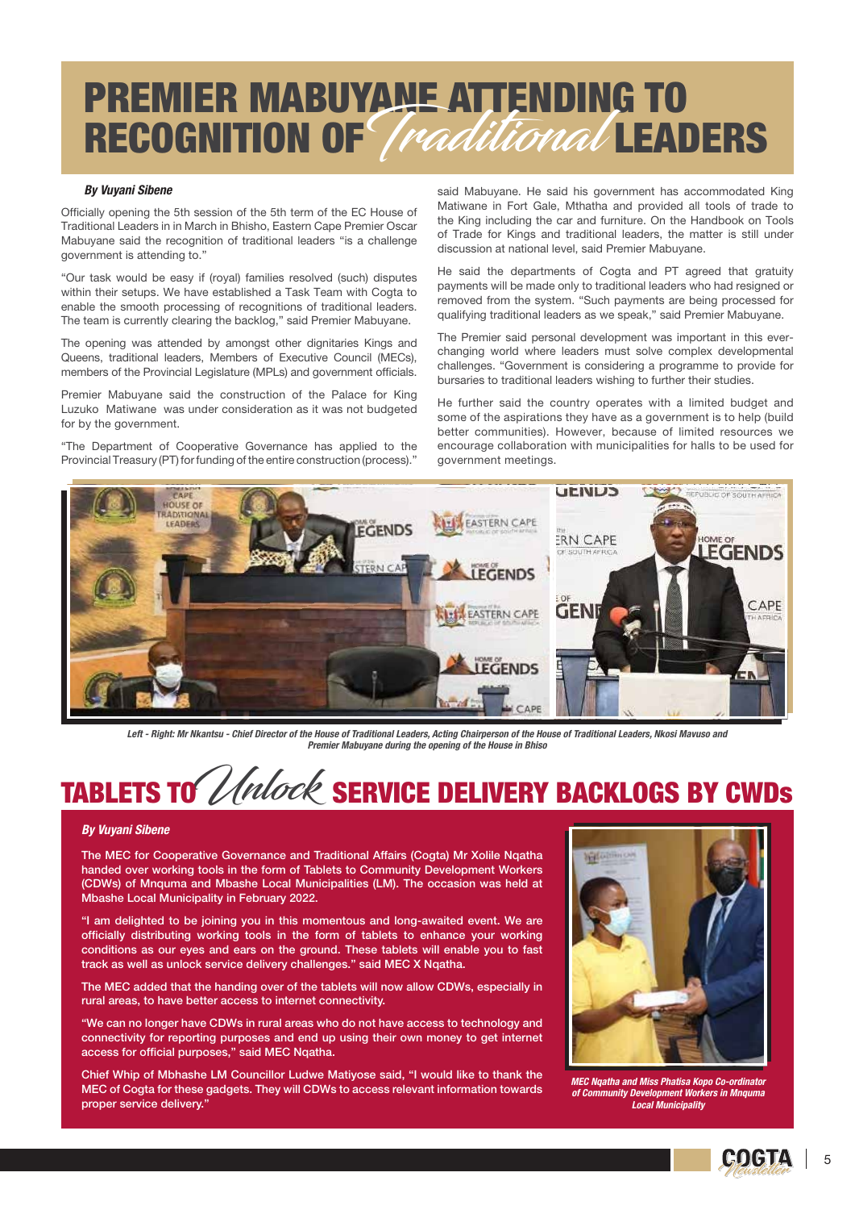# PREMIER MABUYANE ATTENDING TO RECOGNITION OF *Traditional* LEADERS

***By Vuyani Sibene***

Officially opening the 5th session of the 5th term of the EC House of Traditional Leaders in in March in Bhisho, Eastern Cape Premier Oscar Mabuyane said the recognition of traditional leaders "is a challenge government is attending to."

"Our task would be easy if (royal) families resolved (such) disputes within their setups. We have established a Task Team with Cogta to enable the smooth processing of recognitions of traditional leaders. The team is currently clearing the backlog," said Premier Mabuyane.

The opening was attended by amongst other dignitaries Kings and Queens, traditional leaders, Members of Executive Council (MECs), members of the Provincial Legislature (MPLs) and government officials.

Premier Mabuyane said the construction of the Palace for King Luzuko Matiwane was under consideration as it was not budgeted for by the government.

"The Department of Cooperative Governance has applied to the Provincial Treasury (PT) for funding of the entire construction (process)." said Mabuyane. He said his government has accommodated King Matiwane in Fort Gale, Mthatha and provided all tools of trade to the King including the car and furniture. On the Handbook on Tools of Trade for Kings and traditional leaders, the matter is still under discussion at national level, said Premier Mabuyane.

He said the departments of Cogta and PT agreed that gratuity payments will be made only to traditional leaders who had resigned or removed from the system. "Such payments are being processed for qualifying traditional leaders as we speak," said Premier Mabuyane.

The Premier said personal development was important in this ever-changing world where leaders must solve complex developmental challenges. "Government is considering a programme to provide for bursaries to traditional leaders wishing to further their studies.

He further said the country operates with a limited budget and some of the aspirations they have as a government is to help (build better communities). However, because of limited resources we encourage collaboration with municipalities for halls to be used for government meetings.

*Left - Right: Mr Nkantsu - Chief Director of the House of Traditional Leaders, Acting Chairperson of the House of Traditional Leaders, Nkosi Mavuso and Premier Mabuyane during the opening of the House in Bhiso*

# TABLETS TO *Unlock* SERVICE DELIVERY BACKLOGS BY CWDs

***By Vuyani Sibene***

**The MEC for Cooperative Governance and Traditional Affairs (Cogta) Mr Xolile Nqatha handed over working tools in the form of Tablets to Community Development Workers (CDWs) of Mnquma and Mbashe Local Municipalities (LM). The occasion was held at Mbashe Local Municipality in February 2022.**

**"I am delighted to be joining you in this momentous and long-awaited event. We are officially distributing working tools in the form of tablets to enhance your working conditions as our eyes and ears on the ground. These tablets will enable you to fast track as well as unlock service delivery challenges." said MEC X Nqatha.**

**The MEC added that the handing over of the tablets will now allow CDWs, especially in rural areas, to have better access to internet connectivity.**

**"We can no longer have CDWs in rural areas who do not have access to technology and connectivity for reporting purposes and end up using their own money to get internet access for official purposes," said MEC Nqatha.**

**Chief Whip of Mbhashe LM Councillor Ludwe Matiyose said, "I would like to thank the MEC of Cogta for these gadgets. They will CDWs to access relevant information towards proper service delivery."**

*MEC Nqatha and Miss Phatisa Kopo Co-ordinator of Community Development Workers in Mnquma Local Municipality*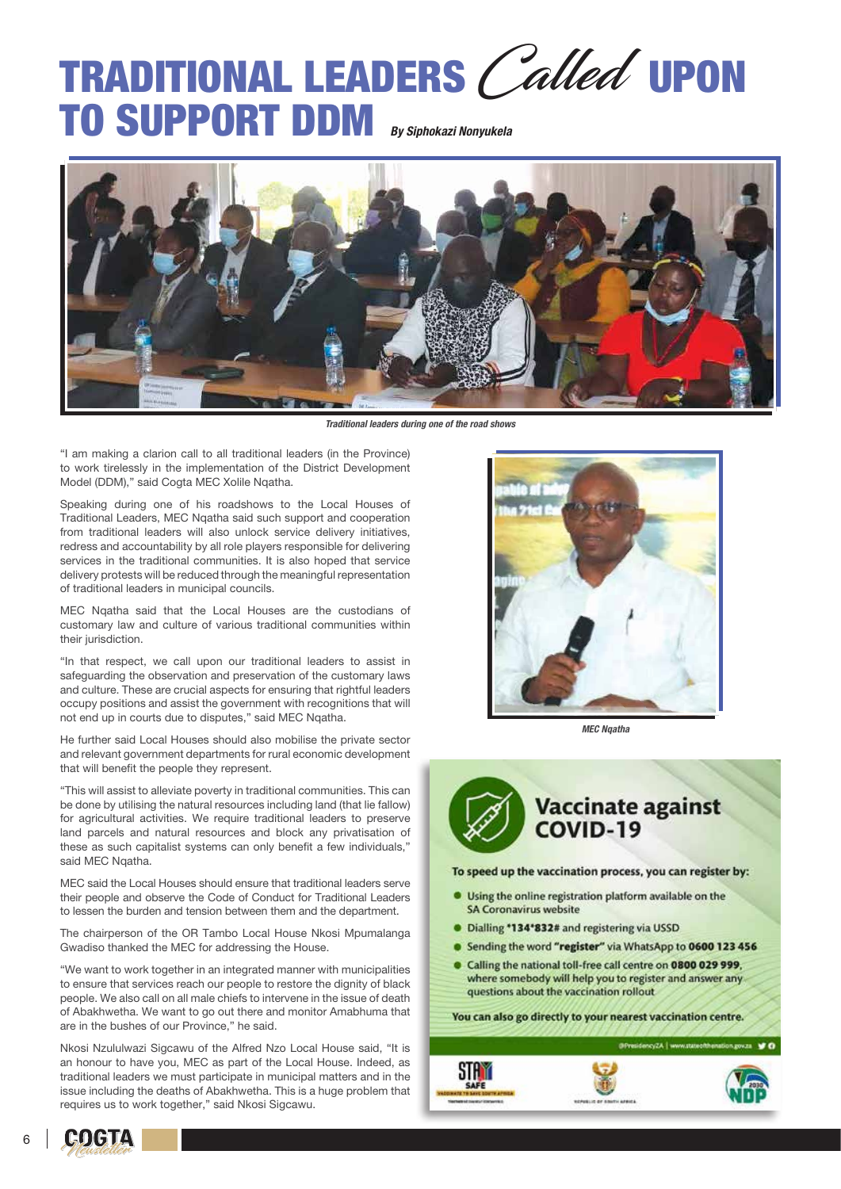# TRADITIONAL LEADERS *Called* UPON TO SUPPORT DDM

*By Siphokazi Nonyukela*

*Traditional leaders during one of the road shows*

"I am making a clarion call to all traditional leaders (in the Province) to work tirelessly in the implementation of the District Development Model (DDM)," said Cogta MEC Xolile Nqatha.

Speaking during one of his roadshows to the Local Houses of Traditional Leaders, MEC Nqatha said such support and cooperation from traditional leaders will also unlock service delivery initiatives, redress and accountability by all role players responsible for delivering services in the traditional communities. It is also hoped that service delivery protests will be reduced through the meaningful representation of traditional leaders in municipal councils.

MEC Nqatha said that the Local Houses are the custodians of customary law and culture of various traditional communities within their jurisdiction.

"In that respect, we call upon our traditional leaders to assist in safeguarding the observation and preservation of the customary laws and culture. These are crucial aspects for ensuring that rightful leaders occupy positions and assist the government with recognitions that will not end up in courts due to disputes," said MEC Nqatha.

He further said Local Houses should also mobilise the private sector and relevant government departments for rural economic development that will benefit the people they represent.

"This will assist to alleviate poverty in traditional communities. This can be done by utilising the natural resources including land (that lie fallow) for agricultural activities. We require traditional leaders to preserve land parcels and natural resources and block any privatisation of these as such capitalist systems can only benefit a few individuals," said MEC Nqatha.

MEC said the Local Houses should ensure that traditional leaders serve their people and observe the Code of Conduct for Traditional Leaders to lessen the burden and tension between them and the department.

The chairperson of the OR Tambo Local House Nkosi Mpumalanga Gwadiso thanked the MEC for addressing the House.

"We want to work together in an integrated manner with municipalities to ensure that services reach our people to restore the dignity of black people. We also call on all male chiefs to intervene in the issue of death of Abakhwetha. We want to go out there and monitor Amabhuma that are in the bushes of our Province," he said.

Nkosi Nzululwazi Sigcawu of the Alfred Nzo Local House said, "It is an honour to have you, MEC as part of the Local House. Indeed, as traditional leaders we must participate in municipal matters and in the issue including the deaths of Abakhwetha. This is a huge problem that requires us to work together," said Nkosi Sigcawu.

*MEC Nqatha*

## Vaccinate against COVID-19

**To speed up the vaccination process, you can register by:**

- Using the online registration platform available on the SA Coronavirus website
- Dialling **\*134\*832#** and registering via USSD
- Sending the word **"register"** via WhatsApp to **0600 123 456**
- Calling the national toll-free call centre on **0800 029 999**, where somebody will help you to register and answer any questions about the vaccination rollout

**You can also go directly to your nearest vaccination centre.**

@PresidencyZA | www.stateofthenation.gov.za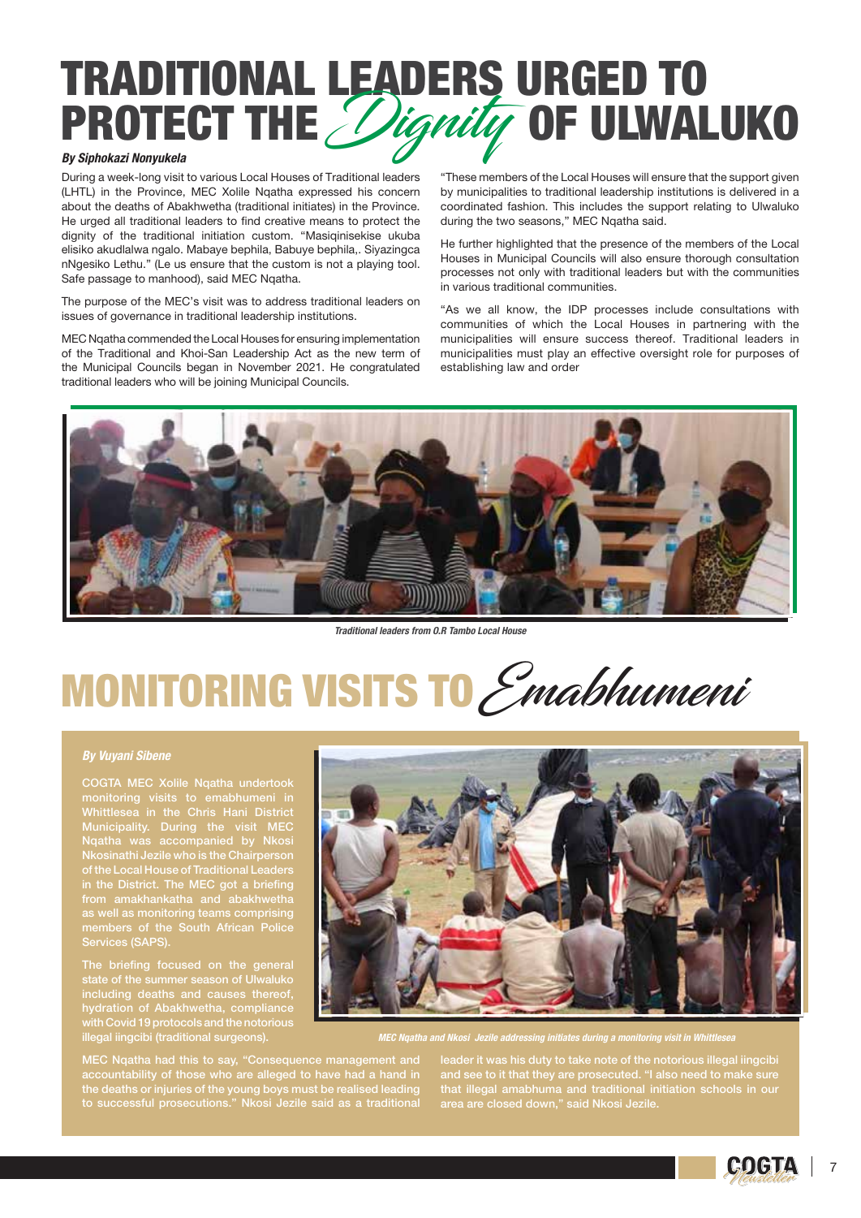# TRADITIONAL LEADERS URGED TO PROTECT THE *Dignity* OF ULWALUKO

***By Siphokazi Nonyukela***

During a week-long visit to various Local Houses of Traditional leaders (LHTL) in the Province, MEC Xolile Nqatha expressed his concern about the deaths of Abakhwetha (traditional initiates) in the Province. He urged all traditional leaders to find creative means to protect the dignity of the traditional initiation custom. "Masiqinisekise ukuba elisiko akudlalwa ngalo. Mabaye bephila, Babuye bephila,. Siyazingca nNgesiko Lethu." (Le us ensure that the custom is not a playing tool. Safe passage to manhood), said MEC Nqatha.

The purpose of the MEC's visit was to address traditional leaders on issues of governance in traditional leadership institutions.

MEC Nqatha commended the Local Houses for ensuring implementation of the Traditional and Khoi-San Leadership Act as the new term of the Municipal Councils began in November 2021. He congratulated traditional leaders who will be joining Municipal Councils.

"These members of the Local Houses will ensure that the support given by municipalities to traditional leadership institutions is delivered in a coordinated fashion. This includes the support relating to Ulwaluko during the two seasons," MEC Nqatha said.

He further highlighted that the presence of the members of the Local Houses in Municipal Councils will also ensure thorough consultation processes not only with traditional leaders but with the communities in various traditional communities.

"As we all know, the IDP processes include consultations with communities of which the Local Houses in partnering with the municipalities will ensure success thereof. Traditional leaders in municipalities must play an effective oversight role for purposes of establishing law and order

*Traditional leaders from O.R Tambo Local House*

# MONITORING VISITS TO *Emabhumeni*

***By Vuyani Sibene***

COGTA MEC Xolile Nqatha undertook monitoring visits to emabhumeni in Whittlesea in the Chris Hani District Municipality. During the visit MEC Nqatha was accompanied by Nkosi Nkosinathi Jezile who is the Chairperson of the Local House of Traditional Leaders in the District. The MEC got a briefing from amakhankatha and abakhwetha as well as monitoring teams comprising members of the South African Police Services (SAPS).

The briefing focused on the general state of the summer season of Ulwaluko including deaths and causes thereof, hydration of Abakhwetha, compliance with Covid 19 protocols and the notorious illegal iingcibi (traditional surgeons).

*MEC Nqatha and Nkosi Jezile addressing initiates during a monitoring visit in Whittlesea*

MEC Nqatha had this to say, "Consequence management and accountability of those who are alleged to have had a hand in the deaths or injuries of the young boys must be realised leading to successful prosecutions." Nkosi Jezile said as a traditional leader it was his duty to take note of the notorious illegal iingcibi and see to it that they are prosecuted. "I also need to make sure that illegal amabhuma and traditional initiation schools in our area are closed down," said Nkosi Jezile.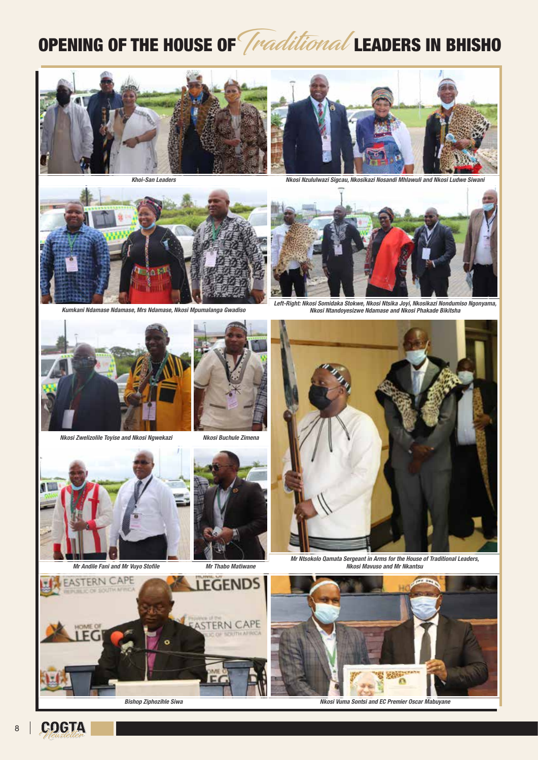# OPENING OF THE HOUSE OF *Traditional* LEADERS IN BHISHO

*Khoi-San Leaders*

*Nkosi Nzululwazi Sigcau, Nkosikazi Nosandi Mhlawuli and Nkosi Ludwe Siwani*

*Kumkani Ndamase Ndamase, Mrs Ndamase, Nkosi Mpumalanga Gwadiso*

*Left-Right: Nkosi Somidaka Stokwe, Nkosi Ntsika Joyi, Nkosikazi Nondumiso Ngonyama, Nkosi Ntandoyesizwe Ndamase and Nkosi Phakade Bikitsha*

*Nkosi Zwelizolile Toyise and Nkosi Ngwekazi*

*Nkosi Buchule Zimena*

*Mr Andile Fani and Mr Vuyo Stofile*

*Mr Thabo Matiwane*

*Mr Ntsokolo Qamata Sergeant in Arms for the House of Traditional Leaders, Nkosi Mavuso and Mr Nkantsu*

*Bishop Ziphozihle Siwa*

*Nkosi Vuma Sontsi and EC Premier Oscar Mabuyane*